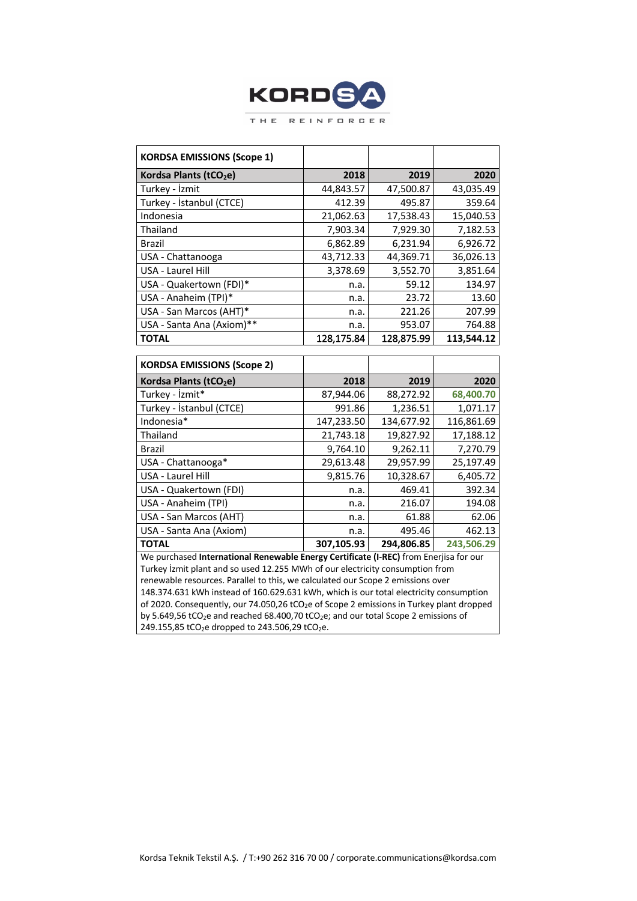KORDSA

THE REINFORCER

| KORDSA EMISSIONS (Scope 1) | | | |
|---|---|---|---|
| **Kordsa Plants ($tCO_2e$)** | **2018** | **2019** | **2020** |
| Turkey - İzmit | 44,843.57 | 47,500.87 | 43,035.49 |
| Turkey - İstanbul (CTCE) | 412.39 | 495.87 | 359.64 |
| Indonesia | 21,062.63 | 17,538.43 | 15,040.53 |
| Thailand | 7,903.34 | 7,929.30 | 7,182.53 |
| Brazil | 6,862.89 | 6,231.94 | 6,926.72 |
| USA - Chattanooga | 43,712.33 | 44,369.71 | 36,026.13 |
| USA - Laurel Hill | 3,378.69 | 3,552.70 | 3,851.64 |
| USA - Quakertown (FDI)* | n.a. | 59.12 | 134.97 |
| USA - Anaheim (TPI)* | n.a. | 23.72 | 13.60 |
| USA - San Marcos (AHT)* | n.a. | 221.26 | 207.99 |
| USA - Santa Ana (Axiom)** | n.a. | 953.07 | 764.88 |
| **TOTAL** | **128,175.84** | **128,875.99** | **113,544.12** |

| KORDSA EMISSIONS (Scope 2) | | | |
|---|---|---|---|
| **Kordsa Plants ($tCO_2e$)** | **2018** | **2019** | **2020** |
| Turkey - İzmit* | 87,944.06 | 88,272.92 | **68,400.70** |
| Turkey - İstanbul (CTCE) | 991.86 | 1,236.51 | 1,071.17 |
| Indonesia* | 147,233.50 | 134,677.92 | 116,861.69 |
| Thailand | 21,743.18 | 19,827.92 | 17,188.12 |
| Brazil | 9,764.10 | 9,262.11 | 7,270.79 |
| USA - Chattanooga* | 29,613.48 | 29,957.99 | 25,197.49 |
| USA - Laurel Hill | 9,815.76 | 10,328.67 | 6,405.72 |
| USA - Quakertown (FDI) | n.a. | 469.41 | 392.34 |
| USA - Anaheim (TPI) | n.a. | 216.07 | 194.08 |
| USA - San Marcos (AHT) | n.a. | 61.88 | 62.06 |
| USA - Santa Ana (Axiom) | n.a. | 495.46 | 462.13 |
| **TOTAL** | **307,105.93** | **294,806.85** | **243,506.29** |

We purchased **International Renewable Energy Certificate (I-REC)** from Enerjisa for our Turkey İzmit plant and so used 12.255 MWh of our electricity consumption from renewable resources. Parallel to this, we calculated our Scope 2 emissions over 148.374.631 kWh instead of 160.629.631 kWh, which is our total electricity consumption of 2020. Consequently, our 74.050,26 $tCO_2e$ of Scope 2 emissions in Turkey plant dropped by 5.649,56 $tCO_2e$ and reached 68.400,70 $tCO_2e$; and our total Scope 2 emissions of 249.155,85 $tCO_2e$ dropped to 243.506,29 $tCO_2e$.

Kordsa Teknik Tekstil A.Ş. / T:+90 262 316 70 00 / corporate.communications@kordsa.com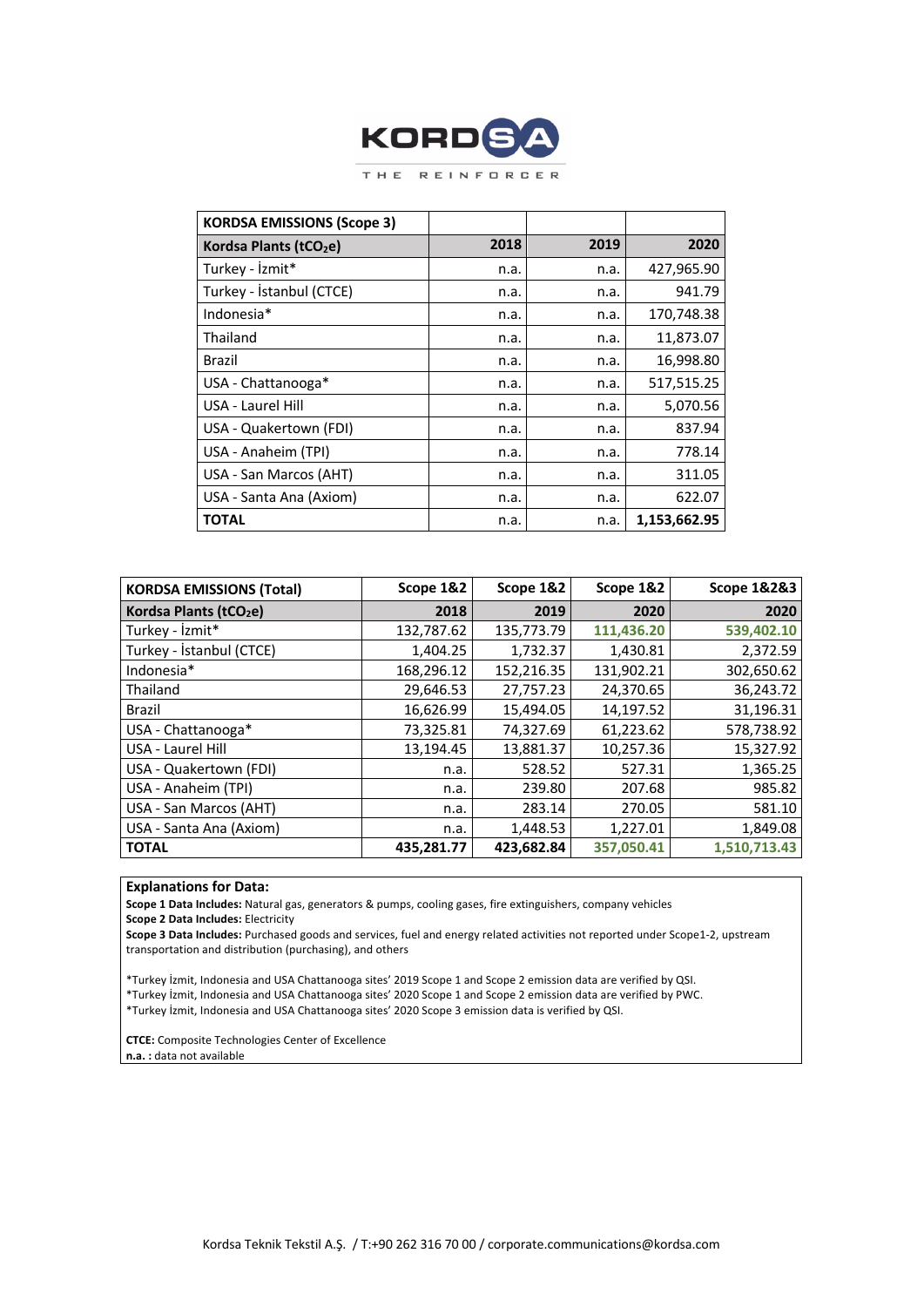KORDSA

THE REINFORCER

| KORDSA EMISSIONS (Scope 3) | | | |
|---|---|---|---|
| **Kordsa Plants ($tCO_2e$)** | **2018** | **2019** | **2020** |
| Turkey - İzmit* | n.a. | n.a. | 427,965.90 |
| Turkey - İstanbul (CTCE) | n.a. | n.a. | 941.79 |
| Indonesia* | n.a. | n.a. | 170,748.38 |
| Thailand | n.a. | n.a. | 11,873.07 |
| Brazil | n.a. | n.a. | 16,998.80 |
| USA - Chattanooga* | n.a. | n.a. | 517,515.25 |
| USA - Laurel Hill | n.a. | n.a. | 5,070.56 |
| USA - Quakertown (FDI) | n.a. | n.a. | 837.94 |
| USA - Anaheim (TPI) | n.a. | n.a. | 778.14 |
| USA - San Marcos (AHT) | n.a. | n.a. | 311.05 |
| USA - Santa Ana (Axiom) | n.a. | n.a. | 622.07 |
| **TOTAL** | n.a. | n.a. | **1,153,662.95** |

| KORDSA EMISSIONS (Total) | Scope 1&2 | Scope 1&2 | Scope 1&2 | Scope 1&2&3 |
|---|---|---|---|---|
| **Kordsa Plants ($tCO_2e$)** | **2018** | **2019** | **2020** | **2020** |
| Turkey - İzmit* | 132,787.62 | 135,773.79 | **111,436.20** | **539,402.10** |
| Turkey - İstanbul (CTCE) | 1,404.25 | 1,732.37 | 1,430.81 | 2,372.59 |
| Indonesia* | 168,296.12 | 152,216.35 | 131,902.21 | 302,650.62 |
| Thailand | 29,646.53 | 27,757.23 | 24,370.65 | 36,243.72 |
| Brazil | 16,626.99 | 15,494.05 | 14,197.52 | 31,196.31 |
| USA - Chattanooga* | 73,325.81 | 74,327.69 | 61,223.62 | 578,738.92 |
| USA - Laurel Hill | 13,194.45 | 13,881.37 | 10,257.36 | 15,327.92 |
| USA - Quakertown (FDI) | n.a. | 528.52 | 527.31 | 1,365.25 |
| USA - Anaheim (TPI) | n.a. | 239.80 | 207.68 | 985.82 |
| USA - San Marcos (AHT) | n.a. | 283.14 | 270.05 | 581.10 |
| USA - Santa Ana (Axiom) | n.a. | 1,448.53 | 1,227.01 | 1,849.08 |
| **TOTAL** | **435,281.77** | **423,682.84** | **357,050.41** | **1,510,713.43** |

**Explanations for Data:**

**Scope 1 Data Includes:** Natural gas, generators & pumps, cooling gases, fire extinguishers, company vehicles

**Scope 2 Data Includes:** Electricity

**Scope 3 Data Includes:** Purchased goods and services, fuel and energy related activities not reported under Scope1-2, upstream transportation and distribution (purchasing), and others

*Turkey İzmit, Indonesia and USA Chattanooga sites' 2019 Scope 1 and Scope 2 emission data are verified by QSI.
*Turkey İzmit, Indonesia and USA Chattanooga sites' 2020 Scope 1 and Scope 2 emission data are verified by PWC.
*Turkey İzmit, Indonesia and USA Chattanooga sites' 2020 Scope 3 emission data is verified by QSI.

**CTCE:** Composite Technologies Center of Excellence
**n.a. :** data not available

Kordsa Teknik Tekstil A.Ş. / T:+90 262 316 70 00 / corporate.communications@kordsa.com